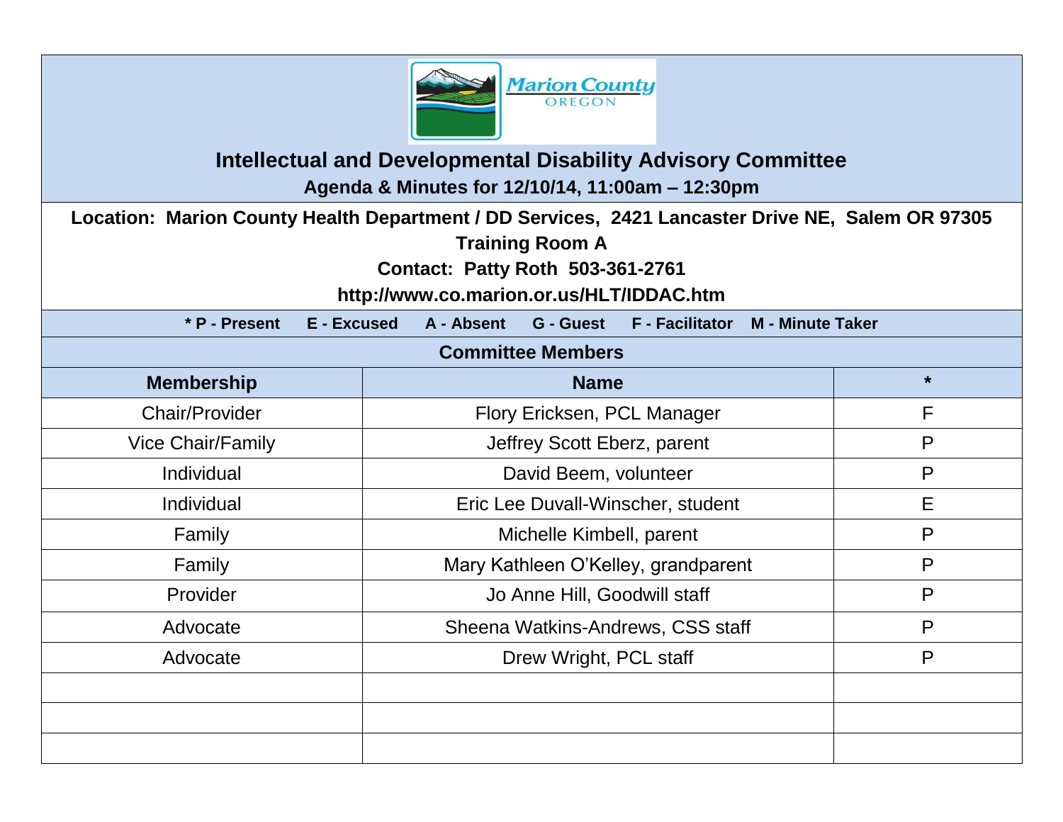Marion County OREGON

# Intellectual and Developmental Disability Advisory Committee

**Agenda & Minutes for 12/10/14, 11:00am – 12:30pm**

**Location: Marion County Health Department / DD Services, 2421 Lancaster Drive NE, Salem OR 97305**

**Training Room A**

**Contact: Patty Roth 503-361-2761**

**http://www.co.marion.or.us/HLT/IDDAC.htm**

**\* P - Present E - Excused A - Absent G - Guest F - Facilitator M - Minute Taker**

## Committee Members

| Membership | Name | * |
|---|---|---|
| Chair/Provider | Flory Ericksen, PCL Manager | F |
| Vice Chair/Family | Jeffrey Scott Eberz, parent | P |
| Individual | David Beem, volunteer | P |
| Individual | Eric Lee Duvall-Winscher, student | E |
| Family | Michelle Kimbell, parent | P |
| Family | Mary Kathleen O'Kelley, grandparent | P |
| Provider | Jo Anne Hill, Goodwill staff | P |
| Advocate | Sheena Watkins-Andrews, CSS staff | P |
| Advocate | Drew Wright, PCL staff | P |
| | | |
| | | |
| | | |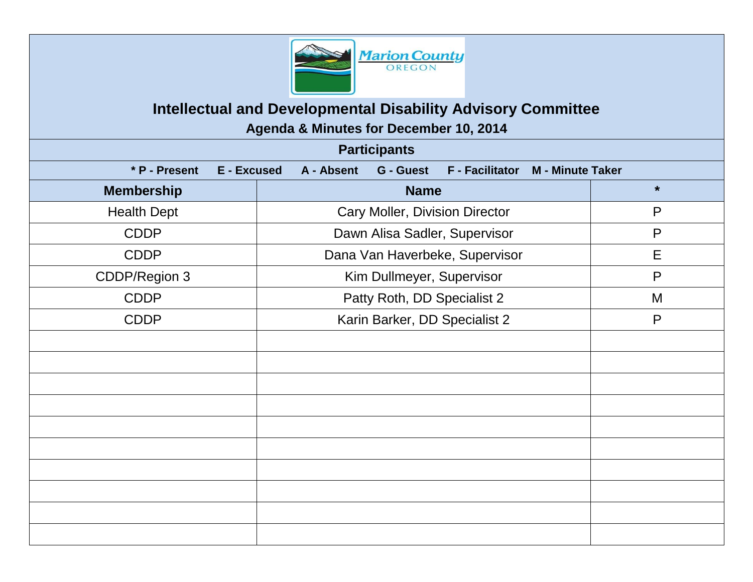# Intellectual and Developmental Disability Advisory Committee

## Agenda & Minutes for December 10, 2014

### Participants

**\* P - Present E - Excused A - Absent G - Guest F - Facilitator M - Minute Taker**

| Membership | Name | * |
|---|---|---|
| Health Dept | Cary Moller, Division Director | P |
| CDDP | Dawn Alisa Sadler, Supervisor | P |
| CDDP | Dana Van Haverbeke, Supervisor | E |
| CDDP/Region 3 | Kim Dullmeyer, Supervisor | P |
| CDDP | Patty Roth, DD Specialist 2 | M |
| CDDP | Karin Barker, DD Specialist 2 | P |
| | | |
| | | |
| | | |
| | | |
| | | |
| | | |
| | | |
| | | |
| | | |
| | | |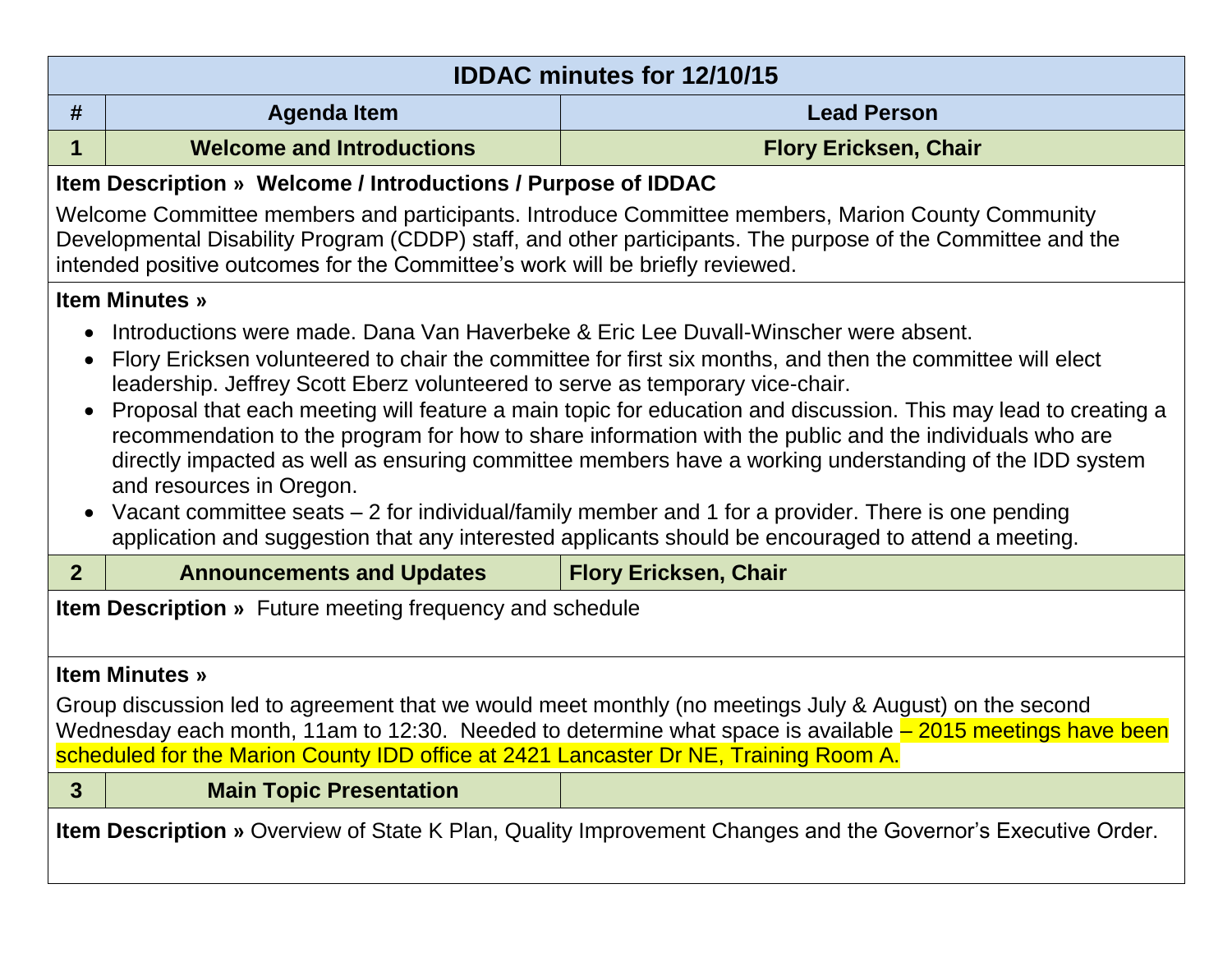| IDDAC minutes for 12/10/15 | | |
|---|---|---|
| **#** | **Agenda Item** | **Lead Person** |
| **1** | **Welcome and Introductions** | **Flory Ericksen, Chair** |

**Item Description » Welcome / Introductions / Purpose of IDDAC**

Welcome Committee members and participants. Introduce Committee members, Marion County Community Developmental Disability Program (CDDP) staff, and other participants. The purpose of the Committee and the intended positive outcomes for the Committee's work will be briefly reviewed.

**Item Minutes »**

- Introductions were made. Dana Van Haverbeke & Eric Lee Duvall-Winscher were absent.
- Flory Ericksen volunteered to chair the committee for first six months, and then the committee will elect leadership. Jeffrey Scott Eberz volunteered to serve as temporary vice-chair.
- Proposal that each meeting will feature a main topic for education and discussion. This may lead to creating a recommendation to the program for how to share information with the public and the individuals who are directly impacted as well as ensuring committee members have a working understanding of the IDD system and resources in Oregon.
- Vacant committee seats – 2 for individual/family member and 1 for a provider. There is one pending application and suggestion that any interested applicants should be encouraged to attend a meeting.

| **#** | **Agenda Item** | **Lead Person** |
|---|---|---|
| **2** | **Announcements and Updates** | **Flory Ericksen, Chair** |

**Item Description »** Future meeting frequency and schedule

**Item Minutes »**

Group discussion led to agreement that we would meet monthly (no meetings July & August) on the second Wednesday each month, 11am to 12:30. Needed to determine what space is available – 2015 meetings have been scheduled for the Marion County IDD office at 2421 Lancaster Dr NE, Training Room A.

| **#** | **Agenda Item** | **Lead Person** |
|---|---|---|
| **3** | **Main Topic Presentation** | |

**Item Description »** Overview of State K Plan, Quality Improvement Changes and the Governor's Executive Order.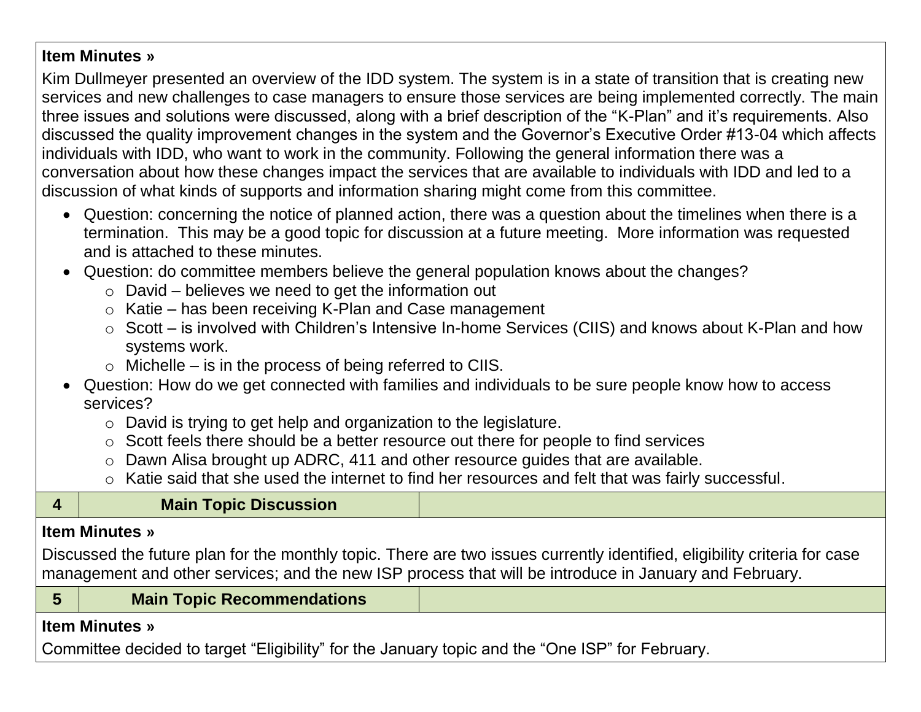**Item Minutes »**

Kim Dullmeyer presented an overview of the IDD system. The system is in a state of transition that is creating new services and new challenges to case managers to ensure those services are being implemented correctly. The main three issues and solutions were discussed, along with a brief description of the "K-Plan" and it's requirements. Also discussed the quality improvement changes in the system and the Governor's Executive Order #13-04 which affects individuals with IDD, who want to work in the community. Following the general information there was a conversation about how these changes impact the services that are available to individuals with IDD and led to a discussion of what kinds of supports and information sharing might come from this committee.

- Question: concerning the notice of planned action, there was a question about the timelines when there is a termination. This may be a good topic for discussion at a future meeting. More information was requested and is attached to these minutes.
- Question: do committee members believe the general population knows about the changes?
  - David – believes we need to get the information out
  - Katie – has been receiving K-Plan and Case management
  - Scott – is involved with Children's Intensive In-home Services (CIIS) and knows about K-Plan and how systems work.
  - Michelle – is in the process of being referred to CIIS.
- Question: How do we get connected with families and individuals to be sure people know how to access services?
  - David is trying to get help and organization to the legislature.
  - Scott feels there should be a better resource out there for people to find services
  - Dawn Alisa brought up ADRC, 411 and other resource guides that are available.
  - Katie said that she used the internet to find her resources and felt that was fairly successful.

| 4 | Main Topic Discussion | |
|---|---|---|

**Item Minutes »**

Discussed the future plan for the monthly topic. There are two issues currently identified, eligibility criteria for case management and other services; and the new ISP process that will be introduce in January and February.

| 5 | Main Topic Recommendations | |
|---|---|---|

**Item Minutes »**

Committee decided to target "Eligibility" for the January topic and the "One ISP" for February.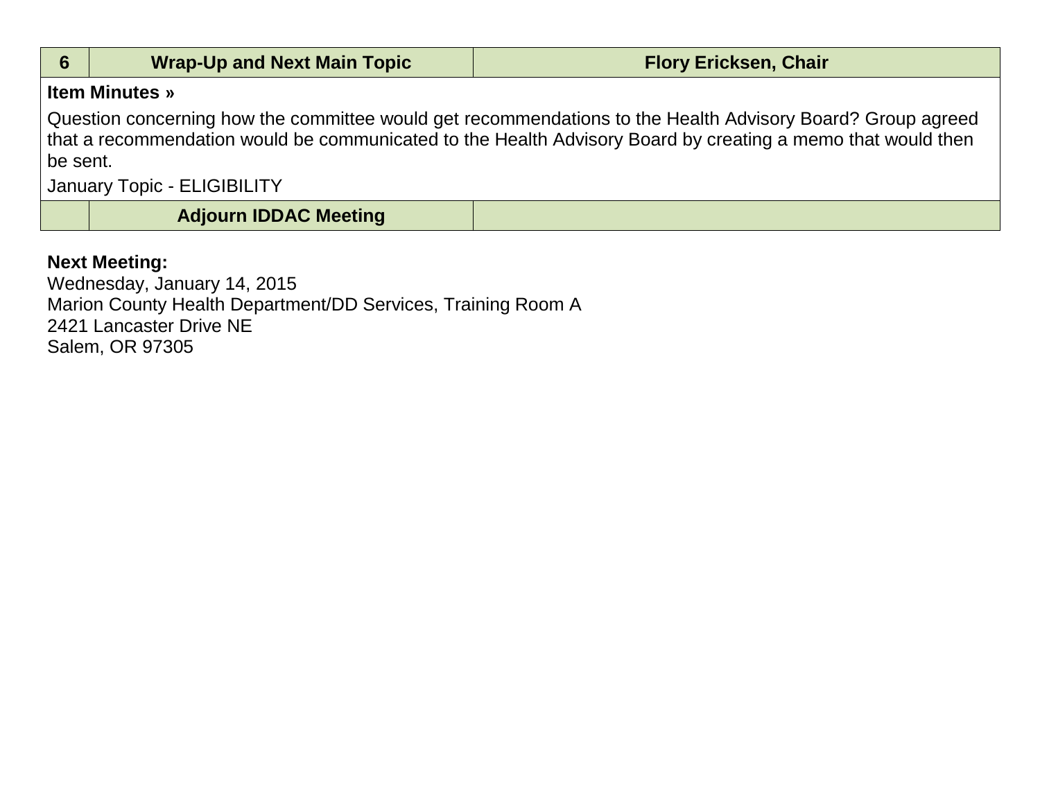| 6 | Wrap-Up and Next Main Topic | Flory Ericksen, Chair |
|---|---|---|

**Item Minutes »**

Question concerning how the committee would get recommendations to the Health Advisory Board? Group agreed that a recommendation would be communicated to the Health Advisory Board by creating a memo that would then be sent.

January Topic - ELIGIBILITY

| | Adjourn IDDAC Meeting | |
|---|---|---|

**Next Meeting:**
Wednesday, January 14, 2015
Marion County Health Department/DD Services, Training Room A
2421 Lancaster Drive NE
Salem, OR 97305